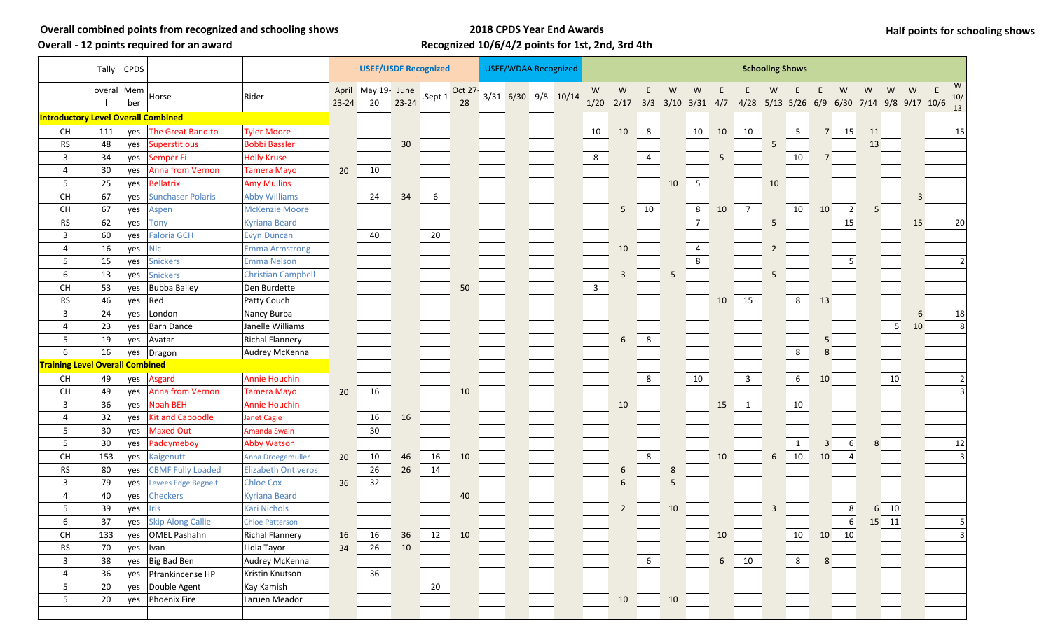**Overall combined points from recognized and schooling shows**

**Overall - 12 points required for an award**

**2018 CPDS Year End Awards**

**Recognized 10/6/4/2 points for 1st, 2nd, 3rd 4th**

**Half points for schooling shows**

| | Tally | CPDS | | | USEF/USDF Recognized | | | | | USEF/WDAA Recognized | | | | Schooling Shows | | | | | | | | | | | | | | | |
|---|---|---|---|---|---|---|---|---|---|---|---|---|---|---|---|---|---|---|---|---|---|---|---|---|---|---|---|---|---|
| | overall | Member | Horse | Rider | April 23-24 | May 19-20 | June 23-24 | Sept 1 | Oct 27-28 | 3/31 | 6/30 | 9/8 | 10/14 | W 1/20 | W 2/17 | E 3/3 | W 3/10 | W 3/31 | E 4/7 | E 4/28 | W 5/13 | E 5/26 | E 6/9 | W 6/30 | W 7/14 | W 9/8 | W 9/17 | E 10/6 | W 10/13 |
| **Introductory Level Overall Combined** | | | | | | | | | | | | | | | | | | | | | | | | | | | | | |
| CH | 111 | yes | The Great Bandito | Tyler Moore | | | | | | | | | | 10 | 10 | 8 | | 10 | 10 | 10 | | 5 | 7 | 15 | 11 | | | | 15 |
| RS | 48 | yes | Superstitious | Bobbi Bassler | | | 30 | | | | | | | | | | | | | | 5 | | | | 13 | | | | |
| 3 | 34 | yes | Semper Fi | Holly Kruse | | | | | | | | | | 8 | | 4 | | | 5 | | | 10 | 7 | | | | | | |
| 4 | 30 | yes | Anna from Vernon | Tamera Mayo | 20 | 10 | | | | | | | | | | | | | | | | | | | | | | | |
| 5 | 25 | yes | Bellatrix | Amy Mullins | | | | | | | | | | | | | 10 | 5 | | | 10 | | | | | | | | |
| CH | 67 | yes | Sunchaser Polaris | Abby Williams | | 24 | 34 | 6 | | | | | | | | | | | | | | | | | | | 3 | | |
| CH | 67 | yes | Aspen | McKenzie Moore | | | | | | | | | | | 5 | 10 | | 8 | 10 | 7 | | 10 | 10 | 2 | 5 | | | | |
| RS | 62 | yes | Tony | Kyriana Beard | | | | | | | | | | | | | | 7 | | | 5 | | | 15 | | | 15 | | 20 |
| 3 | 60 | yes | Faloria GCH | Evyn Duncan | | 40 | | 20 | | | | | | | | | | | | | | | | | | | | | |
| 4 | 16 | yes | Nic | Emma Armstrong | | | | | | | | | | | 10 | | | 4 | | | 2 | | | | | | | | |
| 5 | 15 | yes | Snickers | Emma Nelson | | | | | | | | | | | | | | 8 | | | | | | 5 | | | | | 2 |
| 6 | 13 | yes | Snickers | Christian Campbell | | | | | | | | | | | 3 | | 5 | | | | 5 | | | | | | | | |
| CH | 53 | yes | Bubba Bailey | Den Burdette | | | | | 50 | | | | | 3 | | | | | | | | | | | | | | | |
| RS | 46 | yes | Red | Patty Couch | | | | | | | | | | | | | | | 10 | 15 | | 8 | 13 | | | | | | |
| 3 | 24 | yes | London | Nancy Burba | | | | | | | | | | | | | | | | | | | | | | | 6 | | 18 |
| 4 | 23 | yes | Barn Dance | Janelle Williams | | | | | | | | | | | | | | | | | | | | | | 5 | 10 | | 8 |
| 5 | 19 | yes | Avatar | Richal Flannery | | | | | | | | | | | 6 | 8 | | | | | | | 5 | | | | | | |
| 6 | 16 | yes | Dragon | Audrey McKenna | | | | | | | | | | | | | | | | | | 8 | 8 | | | | | | |
| **Training Level Overall Combined** | | | | | | | | | | | | | | | | | | | | | | | | | | | | | |
| CH | 49 | yes | Asgard | Annie Houchin | | | | | | | | | | | | 8 | | 10 | | 3 | | 6 | 10 | | | 10 | | | 2 |
| CH | 49 | yes | Anna from Vernon | Tamera Mayo | 20 | 16 | | | 10 | | | | | | | | | | | | | | | | | | | | 3 |
| 3 | 36 | yes | Noah BEH | Annie Houchin | | | | | | | | | | | 10 | | | | 15 | 1 | | 10 | | | | | | | |
| 4 | 32 | yes | Kit and Caboodle | Janet Cagle | | 16 | 16 | | | | | | | | | | | | | | | | | | | | | | |
| 5 | 30 | yes | Maxed Out | Amanda Swain | | 30 | | | | | | | | | | | | | | | | | | | | | | | |
| 5 | 30 | yes | Paddymeboy | Abby Watson | | | | | | | | | | | | | | | | | | 1 | 3 | 6 | 8 | | | | 12 |
| CH | 153 | yes | Kaigenutt | Anna Droegemuller | 20 | 10 | 46 | 16 | 10 | | | | | | | 8 | | | 10 | | 6 | 10 | 10 | 4 | | | | | 3 |
| RS | 80 | yes | CBMF Fully Loaded | Elizabeth Ontiveros | | 26 | 26 | 14 | | | | | | | 6 | | 8 | | | | | | | | | | | | |
| 3 | 79 | yes | Levees Edge Begneit | Chloe Cox | 36 | 32 | | | | | | | | | 6 | | 5 | | | | | | | | | | | | |
| 4 | 40 | yes | Checkers | Kyriana Beard | | | | | 40 | | | | | | | | | | | | | | | | | | | | |
| 5 | 39 | yes | Iris | Kari Nichols | | | | | | | | | | | 2 | | 10 | | | | 3 | | | 8 | 6 | 10 | | | |
| 6 | 37 | yes | Skip Along Callie | Chloe Patterson | | | | | | | | | | | | | | | | | | | | 6 | 15 | 11 | | | 5 |
| CH | 133 | yes | OMEL Pashahn | Richal Flannery | 16 | 16 | 36 | 12 | 10 | | | | | | | | | | 10 | | | 10 | 10 | 10 | | | | | 3 |
| RS | 70 | yes | Ivan | Lidia Tayor | 34 | 26 | 10 | | | | | | | | | | | | | | | | | | | | | | |
| 3 | 38 | yes | Big Bad Ben | Audrey McKenna | | | | | | | | | | | | 6 | | | 6 | 10 | | 8 | 8 | | | | | | |
| 4 | 36 | yes | Pfrankincense HP | Kristin Knutson | | 36 | | | | | | | | | | | | | | | | | | | | | | | |
| 5 | 20 | yes | Double Agent | Kay Kamish | | | | 20 | | | | | | | | | | | | | | | | | | | | | |
| 5 | 20 | yes | Phoenix Fire | Laruen Meador | | | | | | | | | | | 10 | | 10 | | | | | | | | | | | | |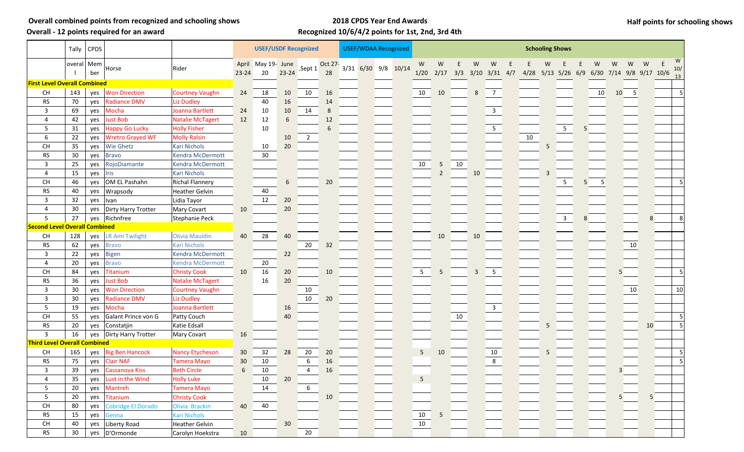**Overall combined points from recognized and schooling shows**

**Overall - 12 points required for an award**

**2018 CPDS Year End Awards**

**Recognized 10/6/4/2 points for 1st, 2nd, 3rd 4th**

**Half points for schooling shows**

| | Tally | CPDS | | | USEF/USDF Recognized | | | | | USEF/WDAA Recognized | | | | Schooling Shows | | | | | | | | | | | | | | | |
|---|---|---|---|---|---|---|---|---|---|---|---|---|---|---|---|---|---|---|---|---|---|---|---|---|---|---|---|---|---|
| | overall | Member | Horse | Rider | April 23-24 | May 19-20 | June 23-24 | Sept 1 | Oct 27-28 | 3/31 | 6/30 | 9/8 | 10/14 | W 1/20 | W 2/17 | E 3/3 | W 3/10 | W 3/31 | E 4/7 | E 4/28 | W 5/13 | E 5/26 | E 6/9 | W 6/30 | W 7/14 | W 9/8 | W 9/17 | E 10/6 | W 10/13 |
| **First Level Overall Combined** | | | | | | | | | | | | | | | | | | | | | | | | | | | | | |
| CH | 143 | yes | Won Direction | Courtney Vaughn | 24 | 18 | 10 | 10 | 16 | | | | | 10 | 10 | | 8 | 7 | | | | | | 10 | 10 | 5 | | | 5 |
| RS | 70 | yes | Radiance DMV | Liz Dudley | | 40 | 16 | | 14 | | | | | | | | | | | | | | | | | | | | |
| 3 | 69 | yes | Mocha | Joanna Bartlett | 24 | 10 | 10 | 14 | 8 | | | | | | | | | 3 | | | | | | | | | | | |
| 4 | 42 | yes | Just Bob | Natalie McTagert | 12 | 12 | 6 | | 12 | | | | | | | | | | | | | | | | | | | | |
| 5 | 31 | yes | Happy Go Lucky | Holly Fisher | | 10 | | | 6 | | | | | | | | | | | | | 5 | 5 | | | | | | |
| 6 | 22 | yes | Wretro Grayed WF | Molly Ralsin | | | 10 | 2 | | | | | | | | | | | | 10 | | | | | | | | | |
| CH | 35 | yes | Wie Ghetz | Kari Nichols | | 10 | 20 | | | | | | | | | | | | | | 5 | | | | | | | | |
| RS | 30 | yes | Bravo | Kendra McDermott | | 30 | | | | | | | | | | | | | | | | | | | | | | | |
| 3 | 25 | yes | RojoDiamante | Kendra McDermott | | | | | | | | | | 10 | 5 | 10 | | | | | | | | | | | | | |
| 4 | 15 | yes | Iris | Kari Nichols | | | | | | | | | | | 2 | | 10 | | | | 3 | | | | | | | | |
| CH | 46 | yes | OM EL Pashahn | Richal Flannery | | | 6 | | 20 | | | | | | | | | | | | | 5 | 5 | 5 | | | | | 5 |
| RS | 40 | yes | Wrapsody | Heather Gelvin | | 40 | | | | | | | | | | | | | | | | | | | | | | | |
| 3 | 32 | yes | Ivan | Lidia Tayor | | 12 | 20 | | | | | | | | | | | | | | | | | | | | | | |
| 4 | 30 | yes | Dirty Harry Trotter | Mary Covart | 10 | | 20 | | | | | | | | | | | | | | | | | | | | | | |
| 5 | 27 | yes | Richnfree | Stephanie Peck | | | | | | | | | | | | | | | | | | 3 | 8 | | | | 8 | | 8 |
| **Second Level Overall Combined** | | | | | | | | | | | | | | | | | | | | | | | | | | | | | |
| CH | 128 | yes | LR Ami Twilight | Olivia Mauldin | 40 | 28 | 40 | | | | | | | | 10 | | 10 | | | | | | | | | | | | |
| RS | 62 | yes | Bravo | Kari Nichols | | | | 20 | 32 | | | | | | | | | | | | | | | | | 10 | | | |
| 3 | 22 | yes | Bigen | Kendra McDermott | | | 22 | | | | | | | | | | | | | | | | | | | | | | |
| 4 | 20 | yes | Bravo | Kendra McDermott | | 20 | | | | | | | | | | | | | | | | | | | | | | | |
| CH | 84 | yes | Titanium | Christy Cook | 10 | 16 | 20 | | 10 | | | | | 5 | 5 | | 3 | 5 | | | | | | | 5 | | | | 5 |
| RS | 36 | yes | Just Bob | Natalie McTagert | | 16 | 20 | | | | | | | | | | | | | | | | | | | | | | |
| 3 | 30 | yes | Won Direction | Courtney Vaughn | | | | 10 | | | | | | | | | | | | | | | | | | 10 | | | 10 |
| 3 | 30 | yes | Radiance DMV | Liz Dudley | | | | 10 | 20 | | | | | | | | | | | | | | | | | | | | |
| 5 | 19 | yes | Mocha | Joanna Bartlett | | | 16 | | | | | | | | | | | 3 | | | | | | | | | | | |
| CH | 55 | yes | Galant Prince von G | Patty Couch | | | 40 | | | | | | | | | 10 | | | | | | | | | | | | | 5 |
| RS | 20 | yes | Constatjin | Katie Edsall | | | | | | | | | | | | | | | | | 5 | | | | | | 10 | | 5 |
| 3 | 16 | yes | Dirty Harry Trotter | Mary Covart | 16 | | | | | | | | | | | | | | | | | | | | | | | | |
| **Third Level Overall Combined** | | | | | | | | | | | | | | | | | | | | | | | | | | | | | |
| CH | 165 | yes | Big Ben Hancock | Nancy Etycheson | 30 | 32 | 28 | 20 | 20 | | | | | 5 | 10 | | | 10 | | | 5 | | | | | | | | 5 |
| RS | 75 | yes | Clair NAF | Tamera Mayo | 30 | 10 | | 6 | 16 | | | | | | | | | 8 | | | | | | | | | | | 5 |
| 3 | 39 | yes | Cassanova Kiss | Beth Circle | 6 | 10 | | 4 | 16 | | | | | | | | | | | | | | | | 3 | | | | |
| 4 | 35 | yes | Lust in the Wind | Holly Luke | | 10 | 20 | | | | | | | 5 | | | | | | | | | | | | | | | |
| 5 | 20 | yes | Mantreh | Tamera Mayo | | 14 | | 6 | | | | | | | | | | | | | | | | | | | | | |
| 5 | 20 | yes | Titanium | Christy Cook | | | | | 10 | | | | | | | | | | | | | | | | 5 | | 5 | | |
| CH | 80 | yes | Cobridge El Dorado | Olivia Brackin | 40 | 40 | | | | | | | | | | | | | | | | | | | | | | | |
| RS | 15 | yes | Genna | Kari Nichols | | | | | | | | | | 10 | 5 | | | | | | | | | | | | | | |
| CH | 40 | yes | Liberty Road | Heather Gelvin | | | 30 | | | | | | | 10 | | | | | | | | | | | | | | | |
| RS | 30 | yes | D'Ormonde | Carolyn Hoekstra | 10 | | | 20 | | | | | | | | | | | | | | | | | | | | | |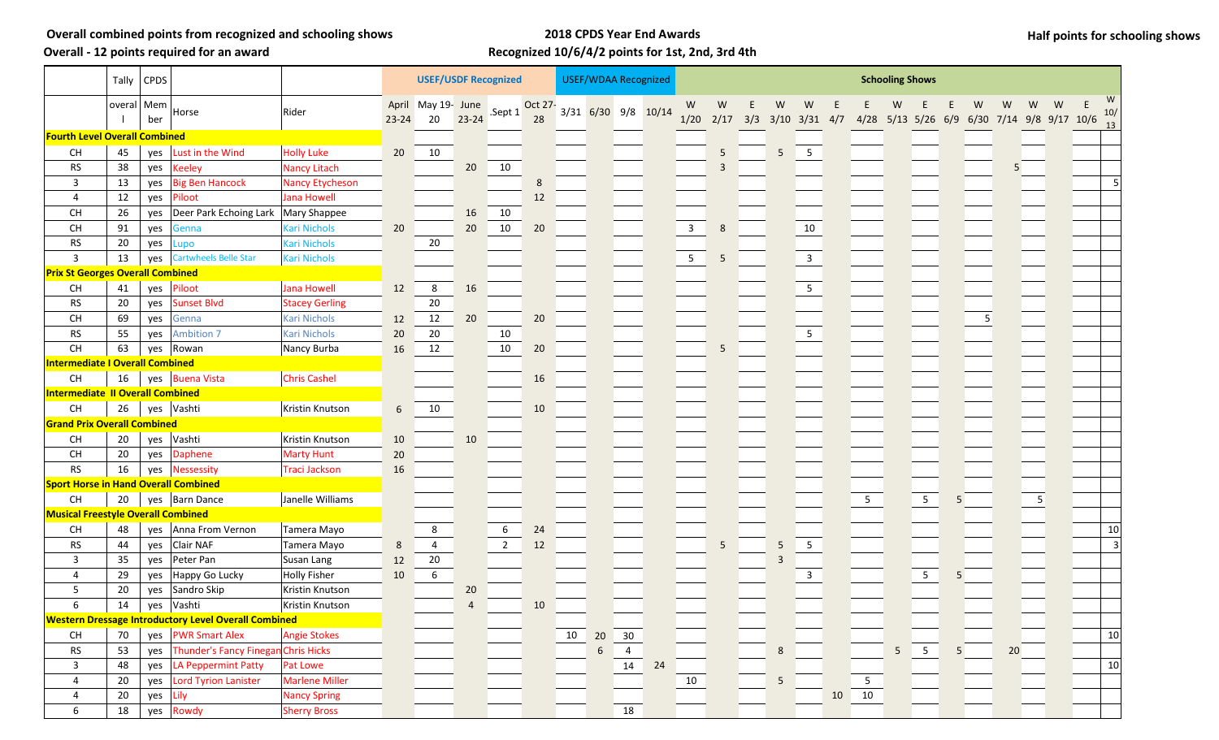**Overall combined points from recognized and schooling shows**

**Overall - 12 points required for an award**

**2018 CPDS Year End Awards**

**Recognized 10/6/4/2 points for 1st, 2nd, 3rd 4th**

**Half points for schooling shows**

| | Tally | CPDS | | | USEF/USDF Recognized | | | | | USEF/WDAA Recognized | | | | Schooling Shows | | | | | | | | | | | | | | | |
|---|---|---|---|---|---|---|---|---|---|---|---|---|---|---|---|---|---|---|---|---|---|---|---|---|---|---|---|---|---|
| | overall | Member | Horse | Rider | April 23-24 | May 19-20 | June 23-24 | Sept 1 | Oct 27-28 | 3/31 | 6/30 | 9/8 | 10/14 | W 1/20 | W 2/17 | E 3/3 | W 3/10 | W 3/31 | E 4/7 | E 4/28 | W 5/13 | E 5/26 | E 6/9 | W 6/30 | W 7/14 | W 9/8 | W 9/17 | E 10/6 | W 10/13 |
| **Fourth Level Overall Combined** | | | | | | | | | | | | | | | | | | | | | | | | | | | | | |
| CH | 45 | yes | Lust in the Wind | Holly Luke | 20 | 10 | | | | | | | | | 5 | | 5 | 5 | | | | | | | | | | | |
| RS | 38 | yes | Keeley | Nancy Litach | | | 20 | 10 | | | | | | | 3 | | | | | | | | | | 5 | | | | |
| 3 | 13 | yes | Big Ben Hancock | Nancy Etycheson | | | | | 8 | | | | | | | | | | | | | | | | | | | | 5 |
| 4 | 12 | yes | Piloot | Jana Howell | | | | | 12 | | | | | | | | | | | | | | | | | | | | |
| CH | 26 | yes | Deer Park Echoing Lark | Mary Shappee | | | 16 | 10 | | | | | | | | | | | | | | | | | | | | | |
| CH | 91 | yes | Genna | Kari Nichols | 20 | | 20 | 10 | 20 | | | | | 3 | 8 | | | 10 | | | | | | | | | | | |
| RS | 20 | yes | Lupo | Kari Nichols | | 20 | | | | | | | | | | | | | | | | | | | | | | | |
| 3 | 13 | yes | Cartwheels Belle Star | Kari Nichols | | | | | | | | | | 5 | 5 | | | 3 | | | | | | | | | | | |
| **Prix St Georges Overall Combined** | | | | | | | | | | | | | | | | | | | | | | | | | | | | | |
| CH | 41 | yes | Piloot | Jana Howell | 12 | 8 | 16 | | | | | | | | | | | 5 | | | | | | | | | | | |
| RS | 20 | yes | Sunset Blvd | Stacey Gerling | | 20 | | | | | | | | | | | | | | | | | | | | | | | |
| CH | 69 | yes | Genna | Kari Nichols | 12 | 12 | 20 | | 20 | | | | | | | | | | | | | | | 5 | | | | | |
| RS | 55 | yes | Ambition 7 | Kari Nichols | 20 | 20 | | 10 | | | | | | | | | | 5 | | | | | | | | | | | |
| CH | 63 | yes | Rowan | Nancy Burba | 16 | 12 | | 10 | 20 | | | | | | 5 | | | | | | | | | | | | | | |
| **Intermediate I Overall Combined** | | | | | | | | | | | | | | | | | | | | | | | | | | | | | |
| CH | 16 | yes | Buena Vista | Chris Cashel | | | | | 16 | | | | | | | | | | | | | | | | | | | | |
| **Intermediate II Overall Combined** | | | | | | | | | | | | | | | | | | | | | | | | | | | | | |
| CH | 26 | yes | Vashti | Kristin Knutson | 6 | 10 | | | 10 | | | | | | | | | | | | | | | | | | | | |
| **Grand Prix Overall Combined** | | | | | | | | | | | | | | | | | | | | | | | | | | | | | |
| CH | 20 | yes | Vashti | Kristin Knutson | 10 | | 10 | | | | | | | | | | | | | | | | | | | | | | |
| CH | 20 | yes | Daphene | Marty Hunt | 20 | | | | | | | | | | | | | | | | | | | | | | | | |
| RS | 16 | yes | Nessessity | Traci Jackson | 16 | | | | | | | | | | | | | | | | | | | | | | | | |
| **Sport Horse in Hand Overall Combined** | | | | | | | | | | | | | | | | | | | | | | | | | | | | | |
| CH | 20 | yes | Barn Dance | Janelle Williams | | | | | | | | | | | | | | | | 5 | | 5 | 5 | | | 5 | | | |
| **Musical Freestyle Overall Combined** | | | | | | | | | | | | | | | | | | | | | | | | | | | | | |
| CH | 48 | yes | Anna From Vernon | Tamera Mayo | | 8 | | 6 | 24 | | | | | | | | | | | | | | | | | | | | 10 |
| RS | 44 | yes | Clair NAF | Tamera Mayo | 8 | 4 | | 2 | 12 | | | | | | 5 | | 5 | 5 | | | | | | | | | | | 3 |
| 3 | 35 | yes | Peter Pan | Susan Lang | 12 | 20 | | | | | | | | | | | 3 | | | | | | | | | | | | |
| 4 | 29 | yes | Happy Go Lucky | Holly Fisher | 10 | 6 | | | | | | | | | | | | 3 | | | | 5 | 5 | | | | | | |
| 5 | 20 | yes | Sandro Skip | Kristin Knutson | | | 20 | | | | | | | | | | | | | | | | | | | | | | |
| 6 | 14 | yes | Vashti | Kristin Knutson | | | 4 | | 10 | | | | | | | | | | | | | | | | | | | | |
| **Western Dressage Introductory Level Overall Combined** | | | | | | | | | | | | | | | | | | | | | | | | | | | | | |
| CH | 70 | yes | PWR Smart Alex | Angie Stokes | | | | | | 10 | 20 | 30 | | | | | | | | | | | | | | | | | 10 |
| RS | 53 | yes | Thunder's Fancy Finegan | Chris Hicks | | | | | | | 6 | 4 | | | | | 8 | | | | 5 | 5 | 5 | | 20 | | | | |
| 3 | 48 | yes | LA Peppermint Patty | Pat Lowe | | | | | | | | 14 | 24 | | | | | | | | | | | | | | | | 10 |
| 4 | 20 | yes | Lord Tyrion Lanister | Marlene Miller | | | | | | | | | | 10 | | | 5 | | | 5 | | | | | | | | | |
| 4 | 20 | yes | Lily | Nancy Spring | | | | | | | | | | | | | | | 10 | 10 | | | | | | | | | |
| 6 | 18 | yes | Rowdy | Sherry Bross | | | | | | | | 18 | | | | | | | | | | | | | | | | | |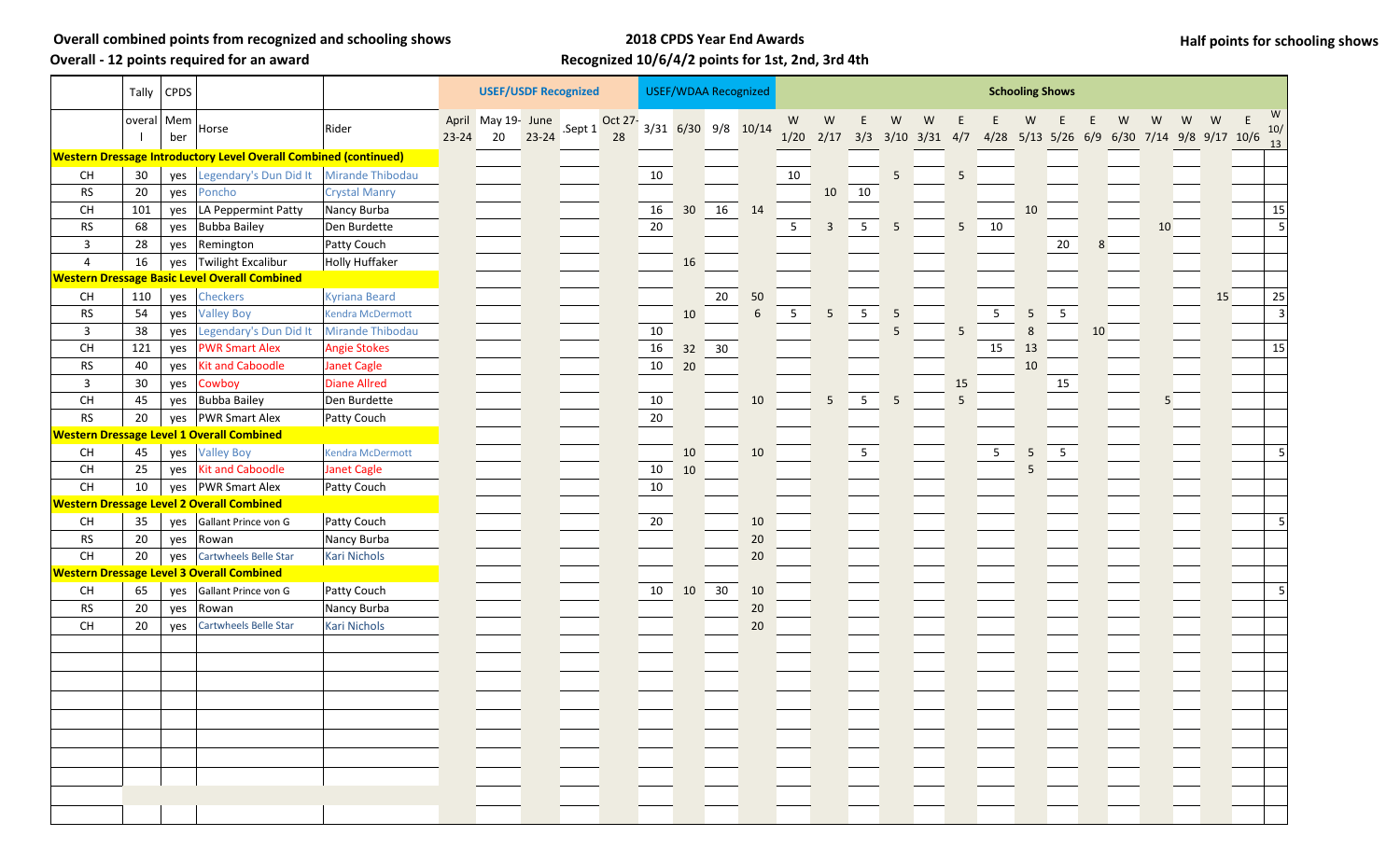**Overall combined points from recognized and schooling shows**

**Overall - 12 points required for an award**

**2018 CPDS Year End Awards**

**Recognized 10/6/4/2 points for 1st, 2nd, 3rd 4th**

**Half points for schooling shows**

| | Tally | CPDS | | | USEF/USDF Recognized | | | | | USEF/WDAA Recognized | | | | Schooling Shows | | | | | | | | | | | | | | | |
|---|---|---|---|---|---|---|---|---|---|---|---|---|---|---|---|---|---|---|---|---|---|---|---|---|---|---|---|---|---|
| | overall | Member | Horse | Rider | April 23-24 | May 19-20 | June 23-24 | Sept 1 | Oct 27-28 | 3/31 | 6/30 | 9/8 | 10/14 | W 1/20 | W 2/17 | E 3/3 | W 3/10 | W 3/31 | E 4/7 | E 4/28 | W 5/13 | E 5/26 | E 6/9 | W 6/30 | W 7/14 | W 9/8 | W 9/17 | E 10/6 | W 10/13 |
| **Western Dressage Introductory Level Overall Combined (continued)** | | | | | | | | | | | | | | | | | | | | | | | | | | | | | |
| CH | 30 | yes | Legendary's Dun Did It | Mirande Thibodau | | | | | | 10 | | | | 10 | | | 5 | | 5 | | | | | | | | | | |
| RS | 20 | yes | Poncho | Crystal Manry | | | | | | | | | | | 10 | 10 | | | | | | | | | | | | | |
| CH | 101 | yes | LA Peppermint Patty | Nancy Burba | | | | | | 16 | 30 | 16 | 14 | | | | | | | | 10 | | | | | | | | 15 |
| RS | 68 | yes | Bubba Bailey | Den Burdette | | | | | | 20 | | | | 5 | 3 | 5 | 5 | | 5 | 10 | | | | | 10 | | | | 5 |
| 3 | 28 | yes | Remington | Patty Couch | | | | | | | | | | | | | | | | | | 20 | 8 | | | | | | |
| 4 | 16 | yes | Twilight Excalibur | Holly Huffaker | | | | | | | 16 | | | | | | | | | | | | | | | | | | |
| **Western Dressage Basic Level Overall Combined** | | | | | | | | | | | | | | | | | | | | | | | | | | | | | |
| CH | 110 | yes | Checkers | Kyriana Beard | | | | | | | | 20 | 50 | | | | | | | | | | | | | | 15 | | 25 |
| RS | 54 | yes | Valley Boy | Kendra McDermott | | | | | | | 10 | | 6 | 5 | 5 | 5 | 5 | | | 5 | 5 | 5 | | | | | | | 3 |
| 3 | 38 | yes | Legendary's Dun Did It | Mirande Thibodau | | | | | | 10 | | | | | | | 5 | | 5 | | 8 | | 10 | | | | | | |
| CH | 121 | yes | PWR Smart Alex | Angie Stokes | | | | | | 16 | 32 | 30 | | | | | | | | 15 | 13 | | | | | | | | 15 |
| RS | 40 | yes | Kit and Caboodle | Janet Cagle | | | | | | 10 | 20 | | | | | | | | | | 10 | | | | | | | | |
| 3 | 30 | yes | Cowboy | Diane Allred | | | | | | | | | | | | | | | 15 | | | 15 | | | | | | | |
| CH | 45 | yes | Bubba Bailey | Den Burdette | | | | | | 10 | | | 10 | | 5 | 5 | 5 | | 5 | | | | | | 5 | | | | |
| RS | 20 | yes | PWR Smart Alex | Patty Couch | | | | | | 20 | | | | | | | | | | | | | | | | | | | |
| **Western Dressage Level 1 Overall Combined** | | | | | | | | | | | | | | | | | | | | | | | | | | | | | |
| CH | 45 | yes | Valley Boy | Kendra McDermott | | | | | | | 10 | | 10 | | | 5 | | | | 5 | 5 | 5 | | | | | | | 5 |
| CH | 25 | yes | Kit and Caboodle | Janet Cagle | | | | | | 10 | 10 | | | | | | | | | | 5 | | | | | | | | |
| CH | 10 | yes | PWR Smart Alex | Patty Couch | | | | | | 10 | | | | | | | | | | | | | | | | | | | |
| **Western Dressage Level 2 Overall Combined** | | | | | | | | | | | | | | | | | | | | | | | | | | | | | |
| CH | 35 | yes | Gallant Prince von G | Patty Couch | | | | | | 20 | | | 10 | | | | | | | | | | | | | | | | 5 |
| RS | 20 | yes | Rowan | Nancy Burba | | | | | | | | | 20 | | | | | | | | | | | | | | | | |
| CH | 20 | yes | Cartwheels Belle Star | Kari Nichols | | | | | | | | | 20 | | | | | | | | | | | | | | | | |
| **Western Dressage Level 3 Overall Combined** | | | | | | | | | | | | | | | | | | | | | | | | | | | | | |
| CH | 65 | yes | Gallant Prince von G | Patty Couch | | | | | | 10 | 10 | 30 | 10 | | | | | | | | | | | | | | | | 5 |
| RS | 20 | yes | Rowan | Nancy Burba | | | | | | | | | 20 | | | | | | | | | | | | | | | | |
| CH | 20 | yes | Cartwheels Belle Star | Kari Nichols | | | | | | | | | 20 | | | | | | | | | | | | | | | | |